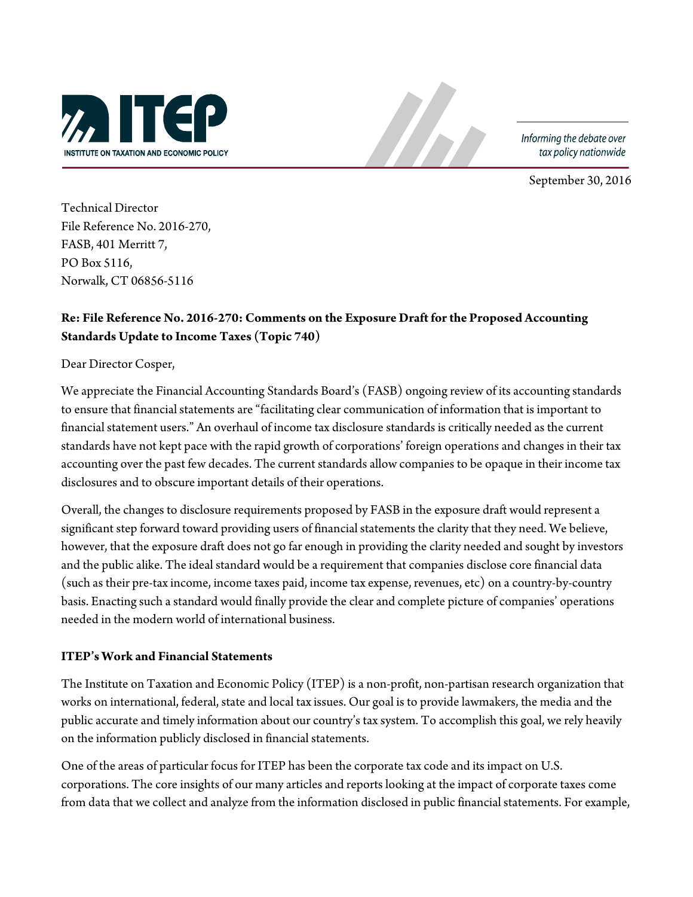**INSTITUTE ON TAXATION AND ECONOMIC POLICY**

*Informing the debate over tax policy nationwide*

September 30, 2016

Technical Director
File Reference No. 2016-270,
FASB, 401 Merritt 7,
PO Box 5116,
Norwalk, CT 06856-5116

**Re: File Reference No. 2016-270: Comments on the Exposure Draft for the Proposed Accounting Standards Update to Income Taxes (Topic 740)**

Dear Director Cosper,

We appreciate the Financial Accounting Standards Board's (FASB) ongoing review of its accounting standards to ensure that financial statements are "facilitating clear communication of information that is important to financial statement users." An overhaul of income tax disclosure standards is critically needed as the current standards have not kept pace with the rapid growth of corporations' foreign operations and changes in their tax accounting over the past few decades. The current standards allow companies to be opaque in their income tax disclosures and to obscure important details of their operations.

Overall, the changes to disclosure requirements proposed by FASB in the exposure draft would represent a significant step forward toward providing users of financial statements the clarity that they need. We believe, however, that the exposure draft does not go far enough in providing the clarity needed and sought by investors and the public alike. The ideal standard would be a requirement that companies disclose core financial data (such as their pre-tax income, income taxes paid, income tax expense, revenues, etc) on a country-by-country basis. Enacting such a standard would finally provide the clear and complete picture of companies' operations needed in the modern world of international business.

**ITEP's Work and Financial Statements**

The Institute on Taxation and Economic Policy (ITEP) is a non-profit, non-partisan research organization that works on international, federal, state and local tax issues. Our goal is to provide lawmakers, the media and the public accurate and timely information about our country's tax system. To accomplish this goal, we rely heavily on the information publicly disclosed in financial statements.

One of the areas of particular focus for ITEP has been the corporate tax code and its impact on U.S. corporations. The core insights of our many articles and reports looking at the impact of corporate taxes come from data that we collect and analyze from the information disclosed in public financial statements. For example,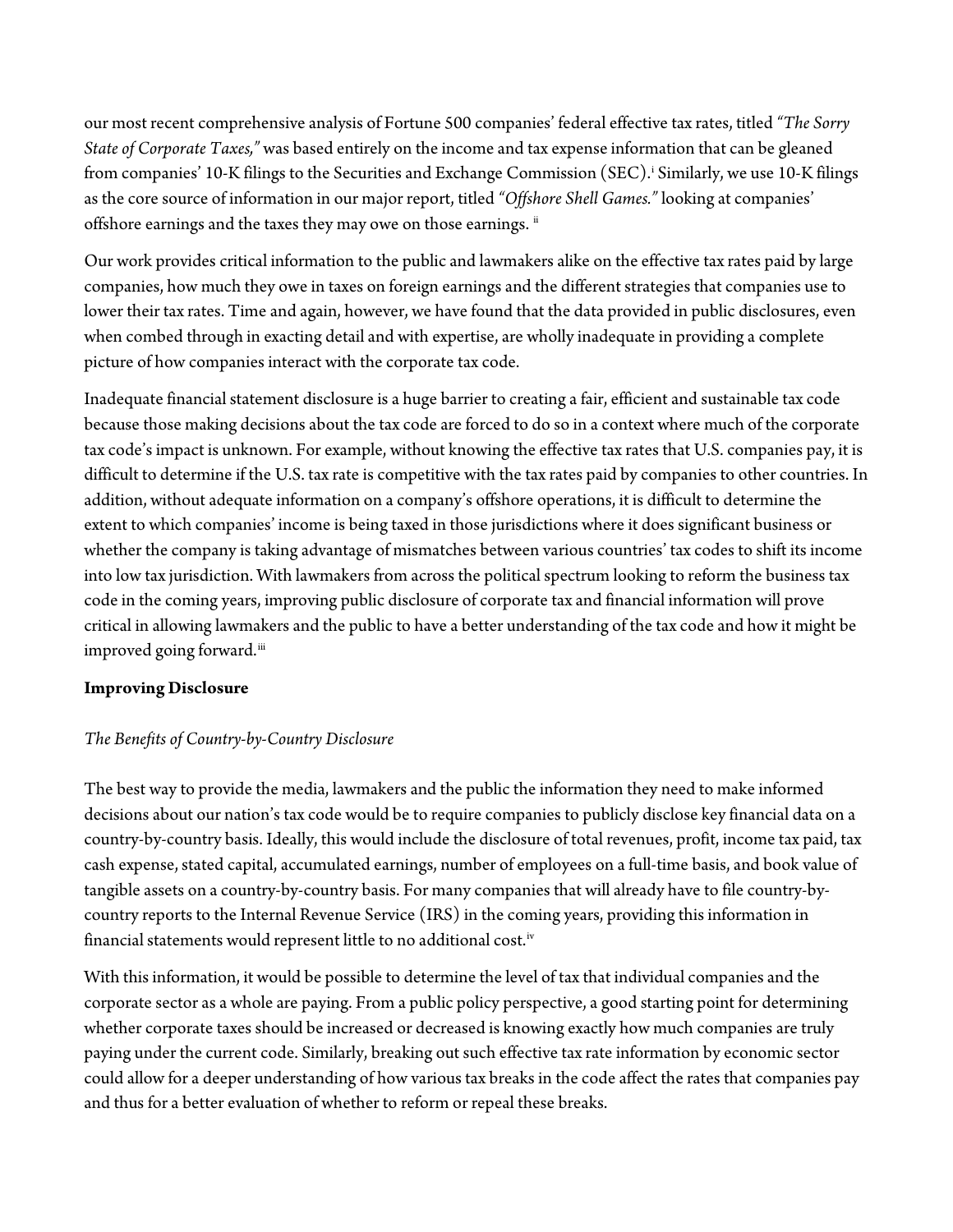our most recent comprehensive analysis of Fortune 500 companies' federal effective tax rates, titled *"The Sorry State of Corporate Taxes,"* was based entirely on the income and tax expense information that can be gleaned from companies' 10-K filings to the Securities and Exchange Commission (SEC).[i] Similarly, we use 10-K filings as the core source of information in our major report, titled *"Offshore Shell Games."* looking at companies' offshore earnings and the taxes they may owe on those earnings. [ii]

Our work provides critical information to the public and lawmakers alike on the effective tax rates paid by large companies, how much they owe in taxes on foreign earnings and the different strategies that companies use to lower their tax rates. Time and again, however, we have found that the data provided in public disclosures, even when combed through in exacting detail and with expertise, are wholly inadequate in providing a complete picture of how companies interact with the corporate tax code.

Inadequate financial statement disclosure is a huge barrier to creating a fair, efficient and sustainable tax code because those making decisions about the tax code are forced to do so in a context where much of the corporate tax code's impact is unknown. For example, without knowing the effective tax rates that U.S. companies pay, it is difficult to determine if the U.S. tax rate is competitive with the tax rates paid by companies to other countries. In addition, without adequate information on a company's offshore operations, it is difficult to determine the extent to which companies' income is being taxed in those jurisdictions where it does significant business or whether the company is taking advantage of mismatches between various countries' tax codes to shift its income into low tax jurisdiction. With lawmakers from across the political spectrum looking to reform the business tax code in the coming years, improving public disclosure of corporate tax and financial information will prove critical in allowing lawmakers and the public to have a better understanding of the tax code and how it might be improved going forward.[iii]

**Improving Disclosure**

*The Benefits of Country-by-Country Disclosure*

The best way to provide the media, lawmakers and the public the information they need to make informed decisions about our nation's tax code would be to require companies to publicly disclose key financial data on a country-by-country basis. Ideally, this would include the disclosure of total revenues, profit, income tax paid, tax cash expense, stated capital, accumulated earnings, number of employees on a full-time basis, and book value of tangible assets on a country-by-country basis. For many companies that will already have to file country-by-country reports to the Internal Revenue Service (IRS) in the coming years, providing this information in financial statements would represent little to no additional cost.[iv]

With this information, it would be possible to determine the level of tax that individual companies and the corporate sector as a whole are paying. From a public policy perspective, a good starting point for determining whether corporate taxes should be increased or decreased is knowing exactly how much companies are truly paying under the current code. Similarly, breaking out such effective tax rate information by economic sector could allow for a deeper understanding of how various tax breaks in the code affect the rates that companies pay and thus for a better evaluation of whether to reform or repeal these breaks.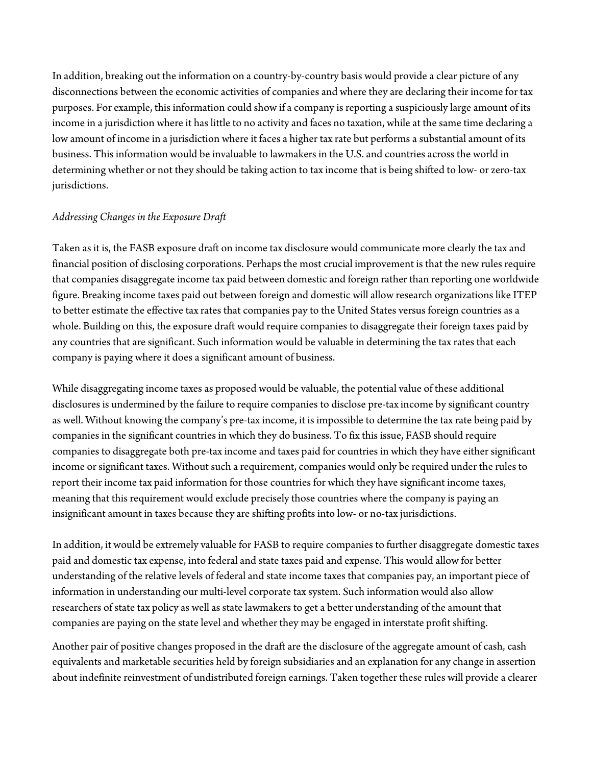In addition, breaking out the information on a country-by-country basis would provide a clear picture of any disconnections between the economic activities of companies and where they are declaring their income for tax purposes. For example, this information could show if a company is reporting a suspiciously large amount of its income in a jurisdiction where it has little to no activity and faces no taxation, while at the same time declaring a low amount of income in a jurisdiction where it faces a higher tax rate but performs a substantial amount of its business. This information would be invaluable to lawmakers in the U.S. and countries across the world in determining whether or not they should be taking action to tax income that is being shifted to low- or zero-tax jurisdictions.

*Addressing Changes in the Exposure Draft*

Taken as it is, the FASB exposure draft on income tax disclosure would communicate more clearly the tax and financial position of disclosing corporations. Perhaps the most crucial improvement is that the new rules require that companies disaggregate income tax paid between domestic and foreign rather than reporting one worldwide figure. Breaking income taxes paid out between foreign and domestic will allow research organizations like ITEP to better estimate the effective tax rates that companies pay to the United States versus foreign countries as a whole. Building on this, the exposure draft would require companies to disaggregate their foreign taxes paid by any countries that are significant. Such information would be valuable in determining the tax rates that each company is paying where it does a significant amount of business.

While disaggregating income taxes as proposed would be valuable, the potential value of these additional disclosures is undermined by the failure to require companies to disclose pre-tax income by significant country as well. Without knowing the company's pre-tax income, it is impossible to determine the tax rate being paid by companies in the significant countries in which they do business. To fix this issue, FASB should require companies to disaggregate both pre-tax income and taxes paid for countries in which they have either significant income or significant taxes. Without such a requirement, companies would only be required under the rules to report their income tax paid information for those countries for which they have significant income taxes, meaning that this requirement would exclude precisely those countries where the company is paying an insignificant amount in taxes because they are shifting profits into low- or no-tax jurisdictions.

In addition, it would be extremely valuable for FASB to require companies to further disaggregate domestic taxes paid and domestic tax expense, into federal and state taxes paid and expense. This would allow for better understanding of the relative levels of federal and state income taxes that companies pay, an important piece of information in understanding our multi-level corporate tax system. Such information would also allow researchers of state tax policy as well as state lawmakers to get a better understanding of the amount that companies are paying on the state level and whether they may be engaged in interstate profit shifting.

Another pair of positive changes proposed in the draft are the disclosure of the aggregate amount of cash, cash equivalents and marketable securities held by foreign subsidiaries and an explanation for any change in assertion about indefinite reinvestment of undistributed foreign earnings. Taken together these rules will provide a clearer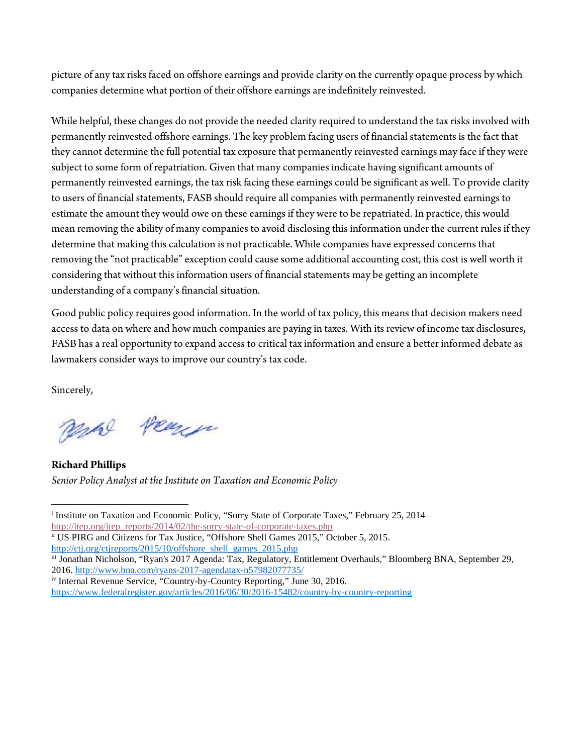picture of any tax risks faced on offshore earnings and provide clarity on the currently opaque process by which companies determine what portion of their offshore earnings are indefinitely reinvested.

While helpful, these changes do not provide the needed clarity required to understand the tax risks involved with permanently reinvested offshore earnings. The key problem facing users of financial statements is the fact that they cannot determine the full potential tax exposure that permanently reinvested earnings may face if they were subject to some form of repatriation. Given that many companies indicate having significant amounts of permanently reinvested earnings, the tax risk facing these earnings could be significant as well. To provide clarity to users of financial statements, FASB should require all companies with permanently reinvested earnings to estimate the amount they would owe on these earnings if they were to be repatriated. In practice, this would mean removing the ability of many companies to avoid disclosing this information under the current rules if they determine that making this calculation is not practicable. While companies have expressed concerns that removing the "not practicable" exception could cause some additional accounting cost, this cost is well worth it considering that without this information users of financial statements may be getting an incomplete understanding of a company's financial situation.

Good public policy requires good information. In the world of tax policy, this means that decision makers need access to data on where and how much companies are paying in taxes. With its review of income tax disclosures, FASB has a real opportunity to expand access to critical tax information and ensure a better informed debate as lawmakers consider ways to improve our country's tax code.

Sincerely,

**Richard Phillips**
*Senior Policy Analyst at the Institute on Taxation and Economic Policy*

---

[i] Institute on Taxation and Economic Policy, "Sorry State of Corporate Taxes," February 25, 2014 http://itep.org/itep_reports/2014/02/the-sorry-state-of-corporate-taxes.php

[ii] US PIRG and Citizens for Tax Justice, "Offshore Shell Games 2015," October 5, 2015. http://ctj.org/ctjreports/2015/10/offshore_shell_games_2015.php

[iii] Jonathan Nicholson, "Ryan's 2017 Agenda: Tax, Regulatory, Entitlement Overhauls," Bloomberg BNA, September 29, 2016. http://www.bna.com/ryans-2017-agendatax-n57982077735/

[iv] Internal Revenue Service, "Country-by-Country Reporting," June 30, 2016. https://www.federalregister.gov/articles/2016/06/30/2016-15482/country-by-country-reporting